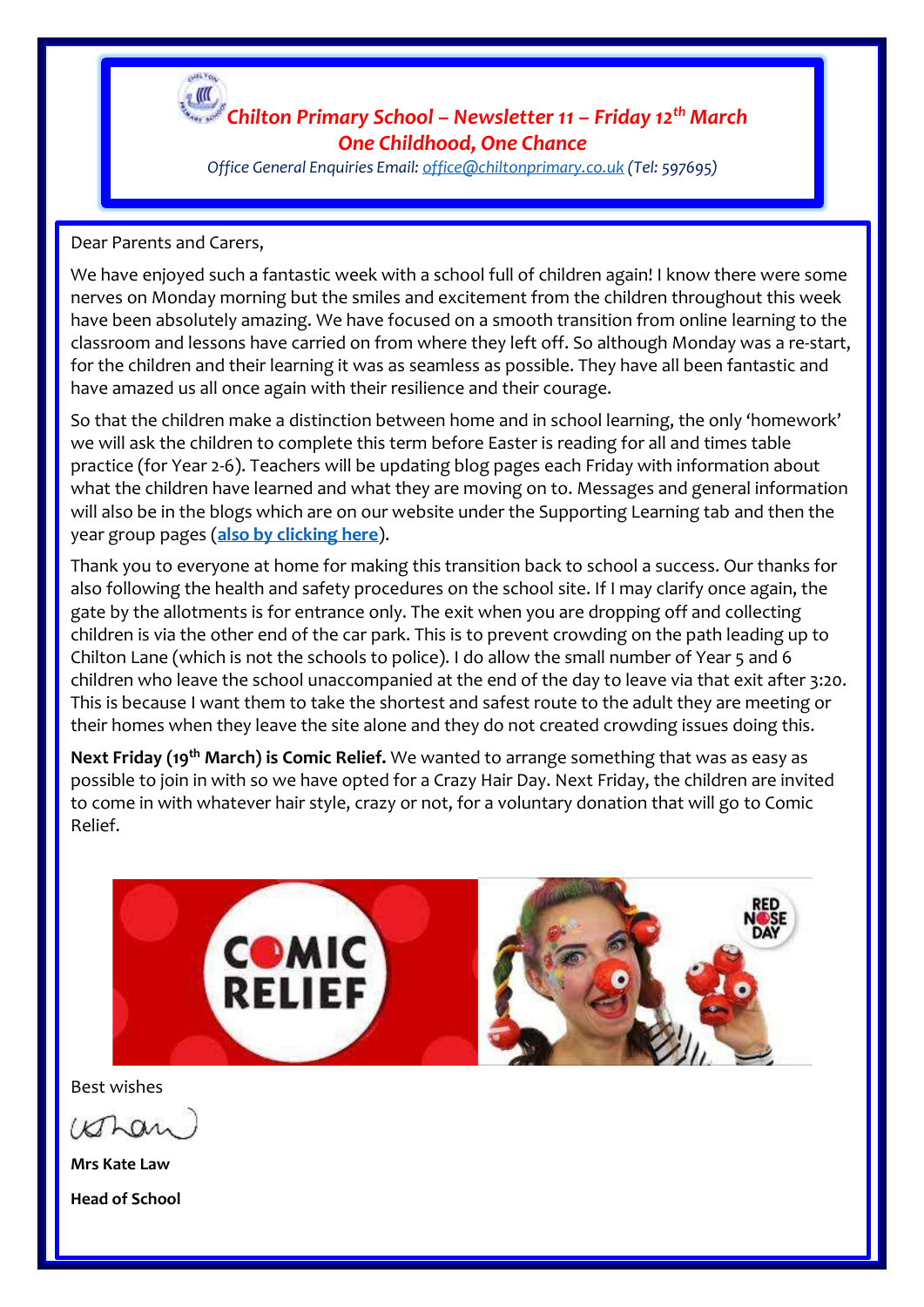# *Chilton Primary School – Newsletter 11 – Friday 12th March*

## *One Childhood, One Chance*

*Office General Enquiries Email: office@chiltonprimary.co.uk (Tel: 597695)*

Dear Parents and Carers,

We have enjoyed such a fantastic week with a school full of children again! I know there were some nerves on Monday morning but the smiles and excitement from the children throughout this week have been absolutely amazing. We have focused on a smooth transition from online learning to the classroom and lessons have carried on from where they left off. So although Monday was a re-start, for the children and their learning it was as seamless as possible. They have all been fantastic and have amazed us all once again with their resilience and their courage.

So that the children make a distinction between home and in school learning, the only 'homework' we will ask the children to complete this term before Easter is reading for all and times table practice (for Year 2-6). Teachers will be updating blog pages each Friday with information about what the children have learned and what they are moving on to. Messages and general information will also be in the blogs which are on our website under the Supporting Learning tab and then the year group pages (**also by clicking here**).

Thank you to everyone at home for making this transition back to school a success. Our thanks for also following the health and safety procedures on the school site. If I may clarify once again, the gate by the allotments is for entrance only. The exit when you are dropping off and collecting children is via the other end of the car park. This is to prevent crowding on the path leading up to Chilton Lane (which is not the schools to police). I do allow the small number of Year 5 and 6 children who leave the school unaccompanied at the end of the day to leave via that exit after 3:20. This is because I want them to take the shortest and safest route to the adult they are meeting or their homes when they leave the site alone and they do not created crowding issues doing this.

**Next Friday (19th March) is Comic Relief.** We wanted to arrange something that was as easy as possible to join in with so we have opted for a Crazy Hair Day. Next Friday, the children are invited to come in with whatever hair style, crazy or not, for a voluntary donation that will go to Comic Relief.

Best wishes

**Mrs Kate Law**

**Head of School**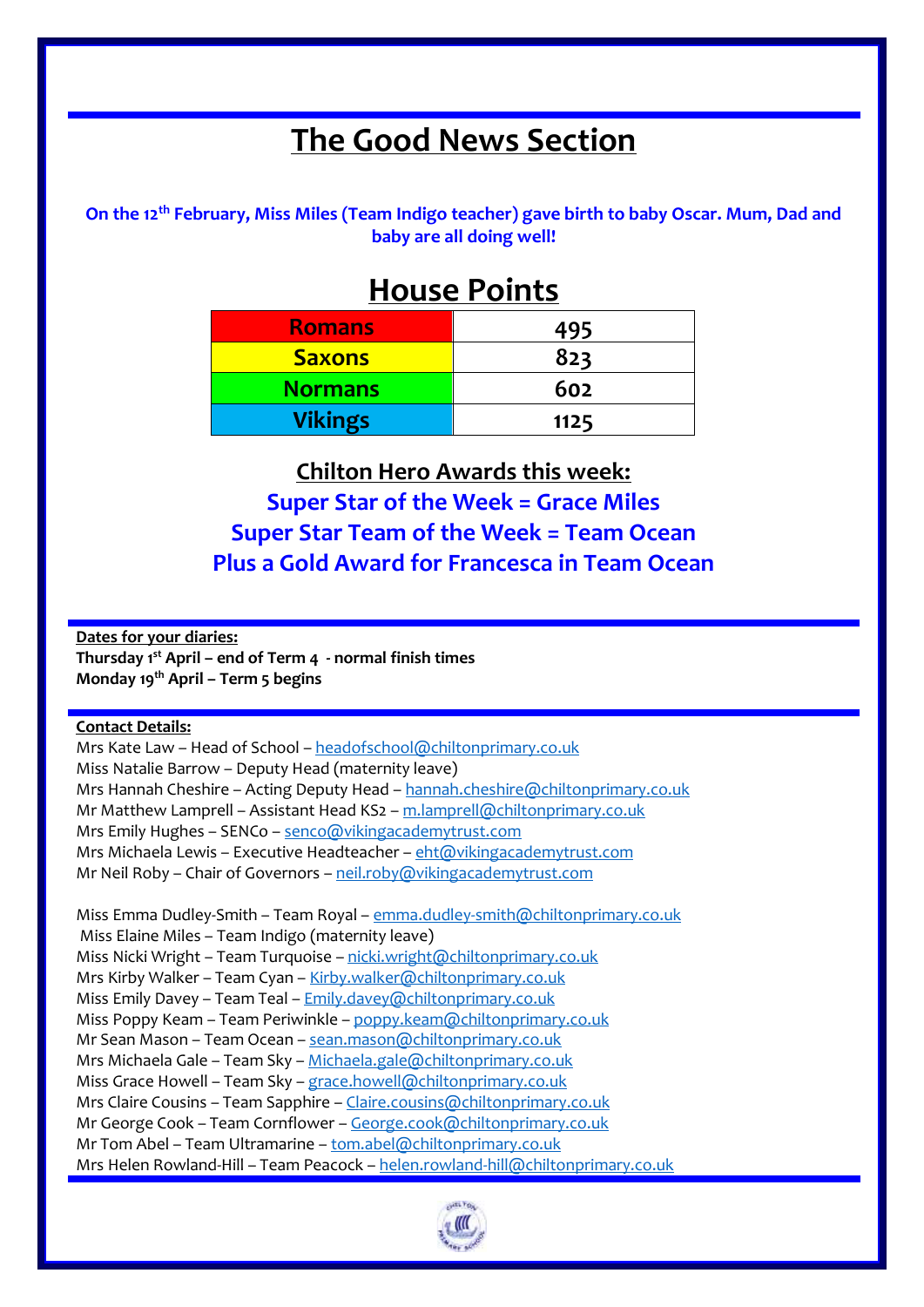# The Good News Section

**On the 12th February, Miss Miles (Team Indigo teacher) gave birth to baby Oscar. Mum, Dad and baby are all doing well!**

## House Points

| Romans | 495 |
|---|---|
| Saxons | 823 |
| Normans | 602 |
| Vikings | 1125 |

**Chilton Hero Awards this week:**

**Super Star of the Week = Grace Miles**

**Super Star Team of the Week = Team Ocean**

**Plus a Gold Award for Francesca in Team Ocean**

**Dates for your diaries:**

**Thursday 1st April – end of Term 4 - normal finish times**

**Monday 19th April – Term 5 begins**

**Contact Details:**

Mrs Kate Law – Head of School – headofschool@chiltonprimary.co.uk
Miss Natalie Barrow – Deputy Head (maternity leave)
Mrs Hannah Cheshire – Acting Deputy Head – hannah.cheshire@chiltonprimary.co.uk
Mr Matthew Lamprell – Assistant Head KS2 – m.lamprell@chiltonprimary.co.uk
Mrs Emily Hughes – SENCo – senco@vikingacademytrust.com
Mrs Michaela Lewis – Executive Headteacher – eht@vikingacademytrust.com
Mr Neil Roby – Chair of Governors – neil.roby@vikingacademytrust.com

Miss Emma Dudley-Smith – Team Royal – emma.dudley-smith@chiltonprimary.co.uk
Miss Elaine Miles – Team Indigo (maternity leave)
Miss Nicki Wright – Team Turquoise – nicki.wright@chiltonprimary.co.uk
Mrs Kirby Walker – Team Cyan – Kirby.walker@chiltonprimary.co.uk
Miss Emily Davey – Team Teal – Emily.davey@chiltonprimary.co.uk
Miss Poppy Keam – Team Periwinkle – poppy.keam@chiltonprimary.co.uk
Mr Sean Mason – Team Ocean – sean.mason@chiltonprimary.co.uk
Mrs Michaela Gale – Team Sky – Michaela.gale@chiltonprimary.co.uk
Miss Grace Howell – Team Sky – grace.howell@chiltonprimary.co.uk
Mrs Claire Cousins – Team Sapphire – Claire.cousins@chiltonprimary.co.uk
Mr George Cook – Team Cornflower – George.cook@chiltonprimary.co.uk
Mr Tom Abel – Team Ultramarine – tom.abel@chiltonprimary.co.uk
Mrs Helen Rowland-Hill – Team Peacock – helen.rowland-hill@chiltonprimary.co.uk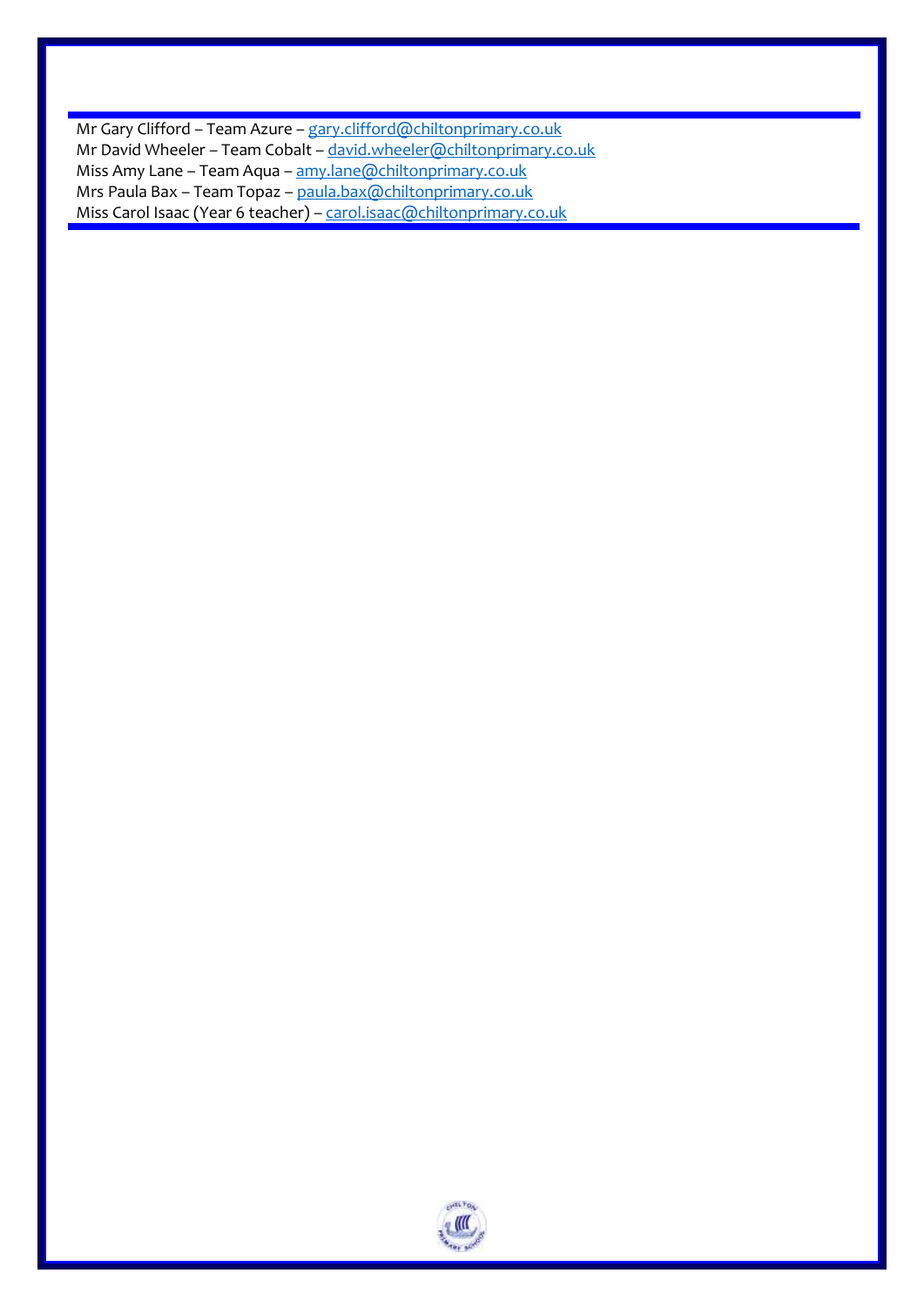Mr Gary Clifford – Team Azure – gary.clifford@chiltonprimary.co.uk
Mr David Wheeler – Team Cobalt – david.wheeler@chiltonprimary.co.uk
Miss Amy Lane – Team Aqua – amy.lane@chiltonprimary.co.uk
Mrs Paula Bax – Team Topaz – paula.bax@chiltonprimary.co.uk
Miss Carol Isaac (Year 6 teacher) – carol.isaac@chiltonprimary.co.uk